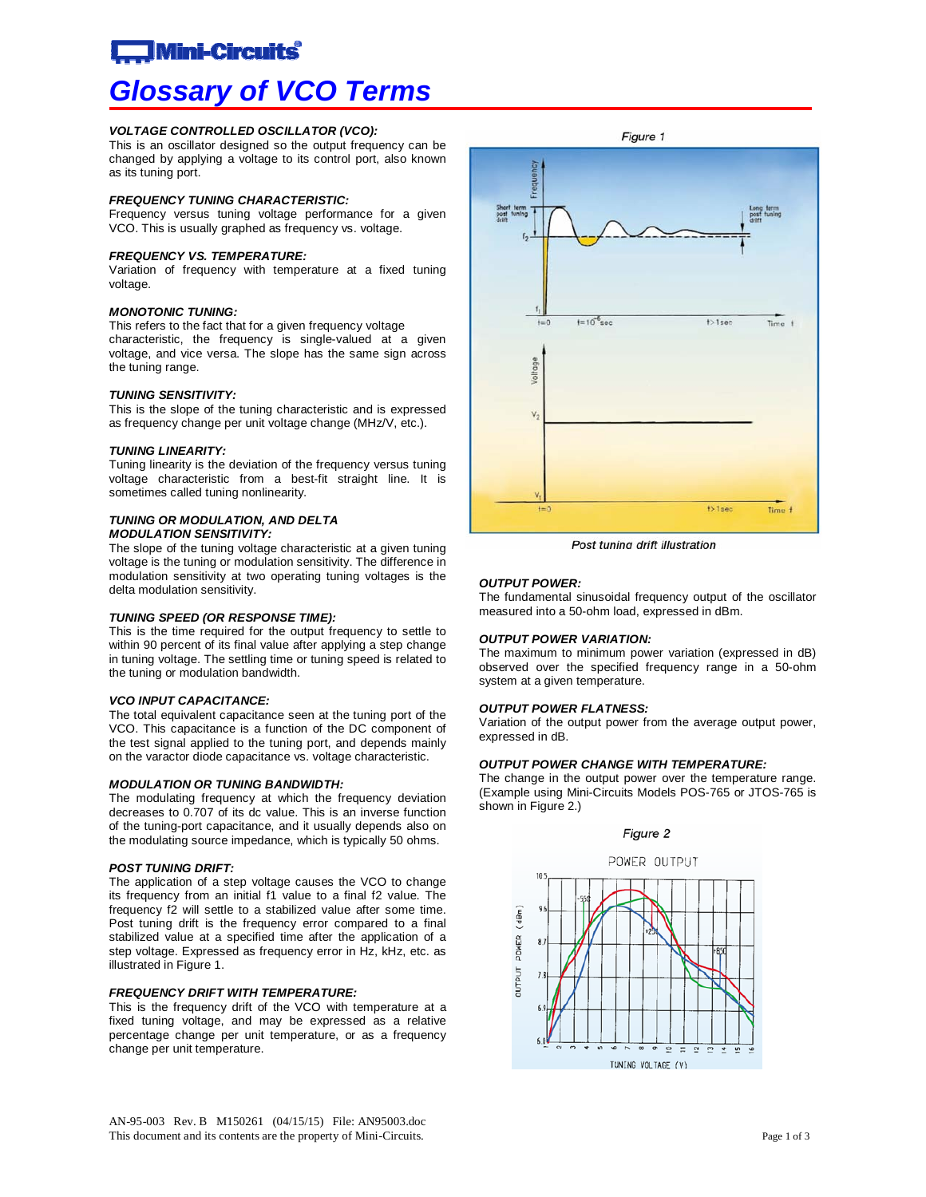# Glossary of VCO Terms

***VOLTAGE CONTROLLED OSCILLATOR (VCO):***
This is an oscillator designed so the output frequency can be changed by applying a voltage to its control port, also known as its tuning port.

***FREQUENCY TUNING CHARACTERISTIC:***
Frequency versus tuning voltage performance for a given VCO. This is usually graphed as frequency vs. voltage.

***FREQUENCY VS. TEMPERATURE:***
Variation of frequency with temperature at a fixed tuning voltage.

***MONOTONIC TUNING:***
This refers to the fact that for a given frequency voltage characteristic, the frequency is single-valued at a given voltage, and vice versa. The slope has the same sign across the tuning range.

***TUNING SENSITIVITY:***
This is the slope of the tuning characteristic and is expressed as frequency change per unit voltage change (MHz/V, etc.).

***TUNING LINEARITY:***
Tuning linearity is the deviation of the frequency versus tuning voltage characteristic from a best-fit straight line. It is sometimes called tuning nonlinearity.

***TUNING OR MODULATION, AND DELTA MODULATION SENSITIVITY:***
The slope of the tuning voltage characteristic at a given tuning voltage is the tuning or modulation sensitivity. The difference in modulation sensitivity at two operating tuning voltages is the delta modulation sensitivity.

***TUNING SPEED (OR RESPONSE TIME):***
This is the time required for the output frequency to settle to within 90 percent of its final value after applying a step change in tuning voltage. The settling time or tuning speed is related to the tuning or modulation bandwidth.

***VCO INPUT CAPACITANCE:***
The total equivalent capacitance seen at the tuning port of the VCO. This capacitance is a function of the DC component of the test signal applied to the tuning port, and depends mainly on the varactor diode capacitance vs. voltage characteristic.

***MODULATION OR TUNING BANDWIDTH:***
The modulating frequency at which the frequency deviation decreases to 0.707 of its dc value. This is an inverse function of the tuning-port capacitance, and it usually depends also on the modulating source impedance, which is typically 50 ohms.

***POST TUNING DRIFT:***
The application of a step voltage causes the VCO to change its frequency from an initial f1 value to a final f2 value. The frequency f2 will settle to a stabilized value after some time. Post tuning drift is the frequency error compared to a final stabilized value at a specified time after the application of a step voltage. Expressed as frequency error in Hz, kHz, etc. as illustrated in Figure 1.

***FREQUENCY DRIFT WITH TEMPERATURE:***
This is the frequency drift of the VCO with temperature at a fixed tuning voltage, and may be expressed as a relative percentage change per unit temperature, or as a frequency change per unit temperature.

*Figure 1*

*Post tuning drift illustration*

***OUTPUT POWER:***
The fundamental sinusoidal frequency output of the oscillator measured into a 50-ohm load, expressed in dBm.

***OUTPUT POWER VARIATION:***
The maximum to minimum power variation (expressed in dB) observed over the specified frequency range in a 50-ohm system at a given temperature.

***OUTPUT POWER FLATNESS:***
Variation of the output power from the average output power, expressed in dB.

***OUTPUT POWER CHANGE WITH TEMPERATURE:***
The change in the output power over the temperature range. (Example using Mini-Circuits Models POS-765 or JTOS-765 is shown in Figure 2.)

*Figure 2*

AN-95-003 Rev. B M150261 (04/15/15) File: AN95003.doc
This document and its contents are the property of Mini-Circuits.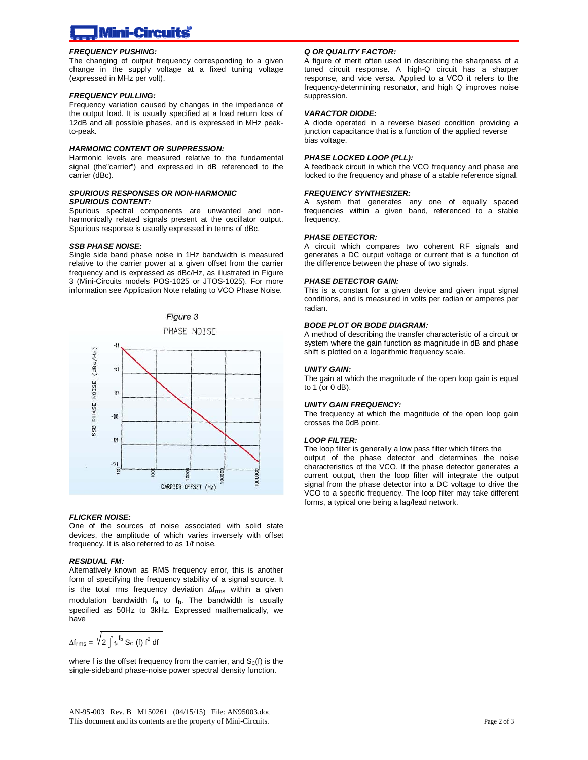#### *FREQUENCY PUSHING:*

The changing of output frequency corresponding to a given change in the supply voltage at a fixed tuning voltage (expressed in MHz per volt).

#### *FREQUENCY PULLING:*

Frequency variation caused by changes in the impedance of the output load. It is usually specified at a load return loss of 12dB and all possible phases, and is expressed in MHz peak-to-peak.

#### *HARMONIC CONTENT OR SUPPRESSION:*

Harmonic levels are measured relative to the fundamental signal (the"carrier") and expressed in dB referenced to the carrier (dBc).

#### *SPURIOUS RESPONSES OR NON-HARMONIC SPURIOUS CONTENT:*

Spurious spectral components are unwanted and non-harmonically related signals present at the oscillator output. Spurious response is usually expressed in terms of dBc.

#### *SSB PHASE NOISE:*

Single side band phase noise in 1Hz bandwidth is measured relative to the carrier power at a given offset from the carrier frequency and is expressed as dBc/Hz, as illustrated in Figure 3 (Mini-Circuits models POS-1025 or JTOS-1025). For more information see Application Note relating to VCO Phase Noise.

*Figure 3*

PHASE NOISE

#### *FLICKER NOISE:*

One of the sources of noise associated with solid state devices, the amplitude of which varies inversely with offset frequency. It is also referred to as 1/f noise.

#### *RESIDUAL FM:*

Alternatively known as RMS frequency error, this is another form of specifying the frequency stability of a signal source. It is the total rms frequency deviation $\Delta f_{rms}$ within a given modulation bandwidth $f_a$ to $f_b$. The bandwidth is usually specified as 50Hz to 3kHz. Expressed mathematically, we have

$$\Delta f_{rms} = \sqrt{2 \int_{f_a}^{f_b} S_C(f)\, f^2\, df}$$

where f is the offset frequency from the carrier, and $S_C(f)$ is the single-sideband phase-noise power spectral density function.

#### *Q OR QUALITY FACTOR:*

A figure of merit often used in describing the sharpness of a tuned circuit response. A high-Q circuit has a sharper response, and vice versa. Applied to a VCO it refers to the frequency-determining resonator, and high Q improves noise suppression.

#### *VARACTOR DIODE:*

A diode operated in a reverse biased condition providing a junction capacitance that is a function of the applied reverse bias voltage.

#### *PHASE LOCKED LOOP (PLL):*

A feedback circuit in which the VCO frequency and phase are locked to the frequency and phase of a stable reference signal.

#### *FREQUENCY SYNTHESIZER:*

A system that generates any one of equally spaced frequencies within a given band, referenced to a stable frequency.

#### *PHASE DETECTOR:*

A circuit which compares two coherent RF signals and generates a DC output voltage or current that is a function of the difference between the phase of two signals.

#### *PHASE DETECTOR GAIN:*

This is a constant for a given device and given input signal conditions, and is measured in volts per radian or amperes per radian.

#### *BODE PLOT OR BODE DIAGRAM:*

A method of describing the transfer characteristic of a circuit or system where the gain function as magnitude in dB and phase shift is plotted on a logarithmic frequency scale.

#### *UNITY GAIN:*

The gain at which the magnitude of the open loop gain is equal to 1 (or 0 dB).

#### *UNITY GAIN FREQUENCY:*

The frequency at which the magnitude of the open loop gain crosses the 0dB point.

#### *LOOP FILTER:*

The loop filter is generally a low pass filter which filters the output of the phase detector and determines the noise characteristics of the VCO. If the phase detector generates a current output, then the loop filter will integrate the output signal from the phase detector into a DC voltage to drive the VCO to a specific frequency. The loop filter may take different forms, a typical one being a lag/lead network.

AN-95-003 Rev. B M150261 (04/15/15) File: AN95003.doc
This document and its contents are the property of Mini-Circuits.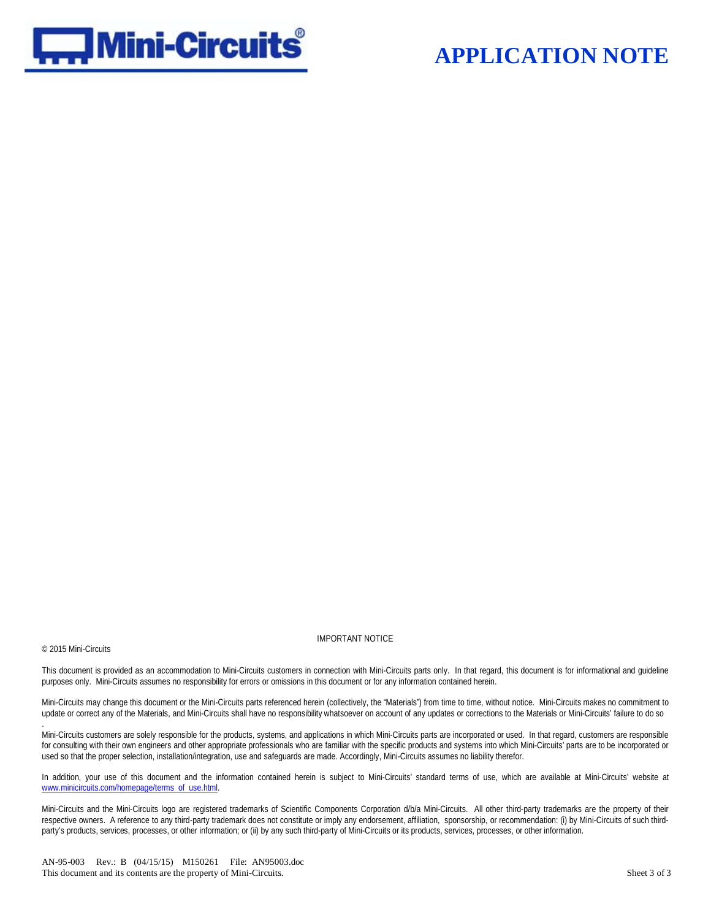IMPORTANT NOTICE

© 2015 Mini-Circuits

This document is provided as an accommodation to Mini-Circuits customers in connection with Mini-Circuits parts only. In that regard, this document is for informational and guideline purposes only. Mini-Circuits assumes no responsibility for errors or omissions in this document or for any information contained herein.

Mini-Circuits may change this document or the Mini-Circuits parts referenced herein (collectively, the "Materials") from time to time, without notice. Mini-Circuits makes no commitment to update or correct any of the Materials, and Mini-Circuits shall have no responsibility whatsoever on account of any updates or corrections to the Materials or Mini-Circuits' failure to do so.

Mini-Circuits customers are solely responsible for the products, systems, and applications in which Mini-Circuits parts are incorporated or used. In that regard, customers are responsible for consulting with their own engineers and other appropriate professionals who are familiar with the specific products and systems into which Mini-Circuits' parts are to be incorporated or used so that the proper selection, installation/integration, use and safeguards are made. Accordingly, Mini-Circuits assumes no liability therefor.

In addition, your use of this document and the information contained herein is subject to Mini-Circuits' standard terms of use, which are available at Mini-Circuits' website at www.minicircuits.com/homepage/terms_of_use.html.

Mini-Circuits and the Mini-Circuits logo are registered trademarks of Scientific Components Corporation d/b/a Mini-Circuits. All other third-party trademarks are the property of their respective owners. A reference to any third-party trademark does not constitute or imply any endorsement, affiliation, sponsorship, or recommendation: (i) by Mini-Circuits of such third-party's products, services, processes, or other information; or (ii) by any such third-party of Mini-Circuits or its products, services, processes, or other information.